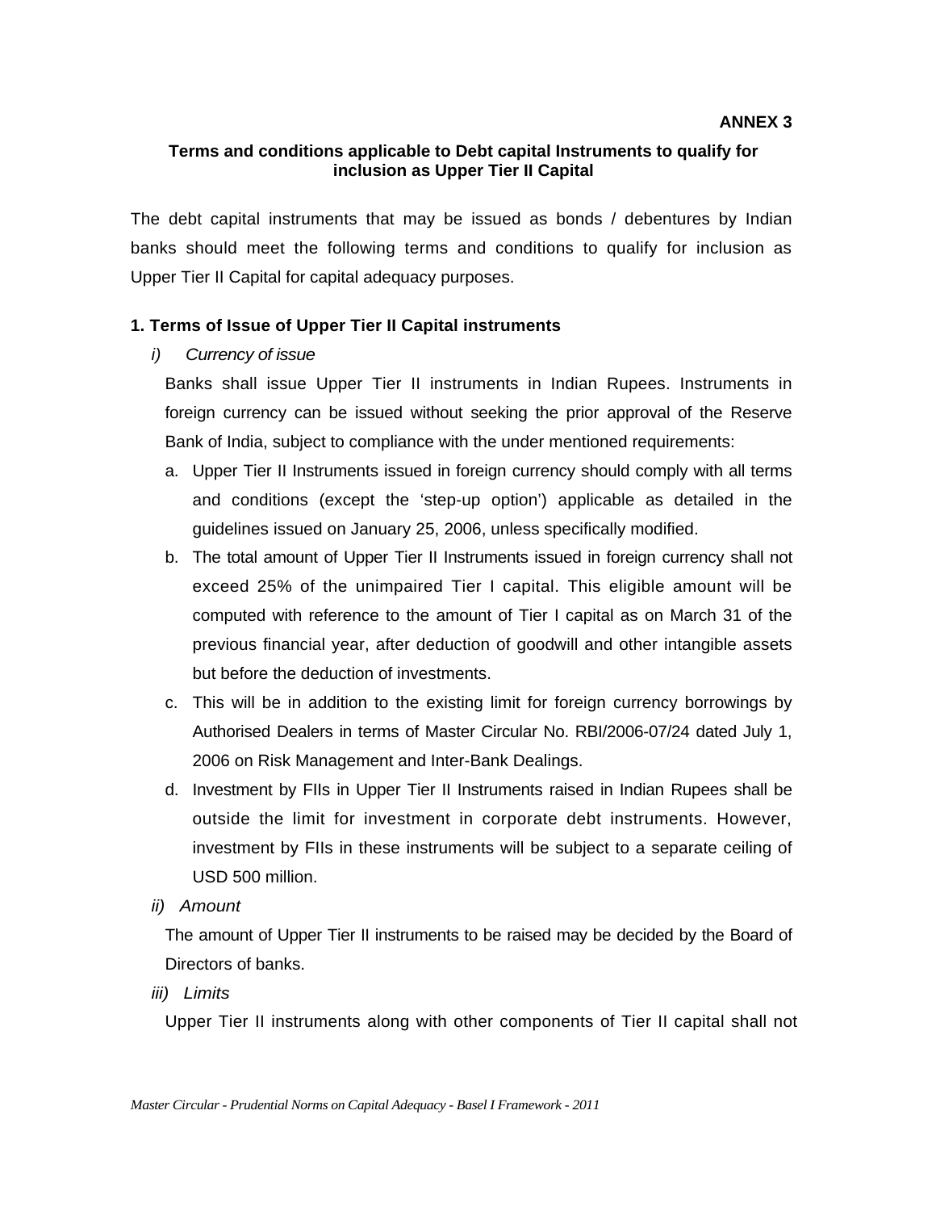**ANNEX 3**

## Terms and conditions applicable to Debt capital Instruments to qualify for inclusion as Upper Tier II Capital

The debt capital instruments that may be issued as bonds / debentures by Indian banks should meet the following terms and conditions to qualify for inclusion as Upper Tier II Capital for capital adequacy purposes.

### 1. Terms of Issue of Upper Tier II Capital instruments

*i) Currency of issue*

Banks shall issue Upper Tier II instruments in Indian Rupees. Instruments in foreign currency can be issued without seeking the prior approval of the Reserve Bank of India, subject to compliance with the under mentioned requirements:

a. Upper Tier II Instruments issued in foreign currency should comply with all terms and conditions (except the 'step-up option') applicable as detailed in the guidelines issued on January 25, 2006, unless specifically modified.

b. The total amount of Upper Tier II Instruments issued in foreign currency shall not exceed 25% of the unimpaired Tier I capital. This eligible amount will be computed with reference to the amount of Tier I capital as on March 31 of the previous financial year, after deduction of goodwill and other intangible assets but before the deduction of investments.

c. This will be in addition to the existing limit for foreign currency borrowings by Authorised Dealers in terms of Master Circular No. RBI/2006-07/24 dated July 1, 2006 on Risk Management and Inter-Bank Dealings.

d. Investment by FIIs in Upper Tier II Instruments raised in Indian Rupees shall be outside the limit for investment in corporate debt instruments. However, investment by FIIs in these instruments will be subject to a separate ceiling of USD 500 million.

*ii) Amount*

The amount of Upper Tier II instruments to be raised may be decided by the Board of Directors of banks.

*iii) Limits*

Upper Tier II instruments along with other components of Tier II capital shall not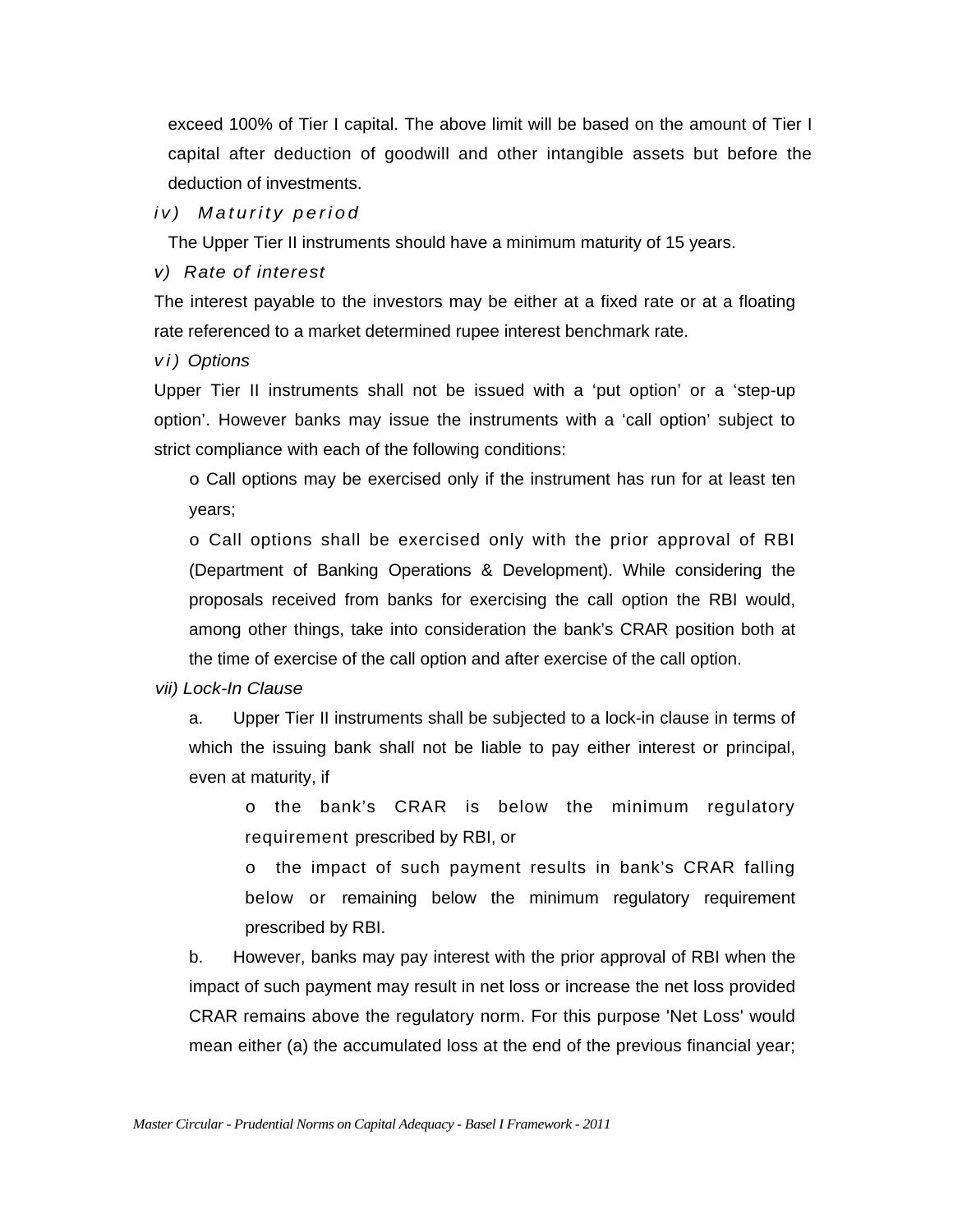exceed 100% of Tier I capital. The above limit will be based on the amount of Tier I capital after deduction of goodwill and other intangible assets but before the deduction of investments.

*iv) Maturity period*

The Upper Tier II instruments should have a minimum maturity of 15 years.

*v) Rate of interest*

The interest payable to the investors may be either at a fixed rate or at a floating rate referenced to a market determined rupee interest benchmark rate.

*vi) Options*

Upper Tier II instruments shall not be issued with a 'put option' or a 'step-up option'. However banks may issue the instruments with a 'call option' subject to strict compliance with each of the following conditions:

- o Call options may be exercised only if the instrument has run for at least ten years;
- o Call options shall be exercised only with the prior approval of RBI (Department of Banking Operations & Development). While considering the proposals received from banks for exercising the call option the RBI would, among other things, take into consideration the bank's CRAR position both at the time of exercise of the call option and after exercise of the call option.

*vii) Lock-In Clause*

a. Upper Tier II instruments shall be subjected to a lock-in clause in terms of which the issuing bank shall not be liable to pay either interest or principal, even at maturity, if

- o the bank's CRAR is below the minimum regulatory requirement prescribed by RBI, or
- o the impact of such payment results in bank's CRAR falling below or remaining below the minimum regulatory requirement prescribed by RBI.

b. However, banks may pay interest with the prior approval of RBI when the impact of such payment may result in net loss or increase the net loss provided CRAR remains above the regulatory norm. For this purpose 'Net Loss' would mean either (a) the accumulated loss at the end of the previous financial year;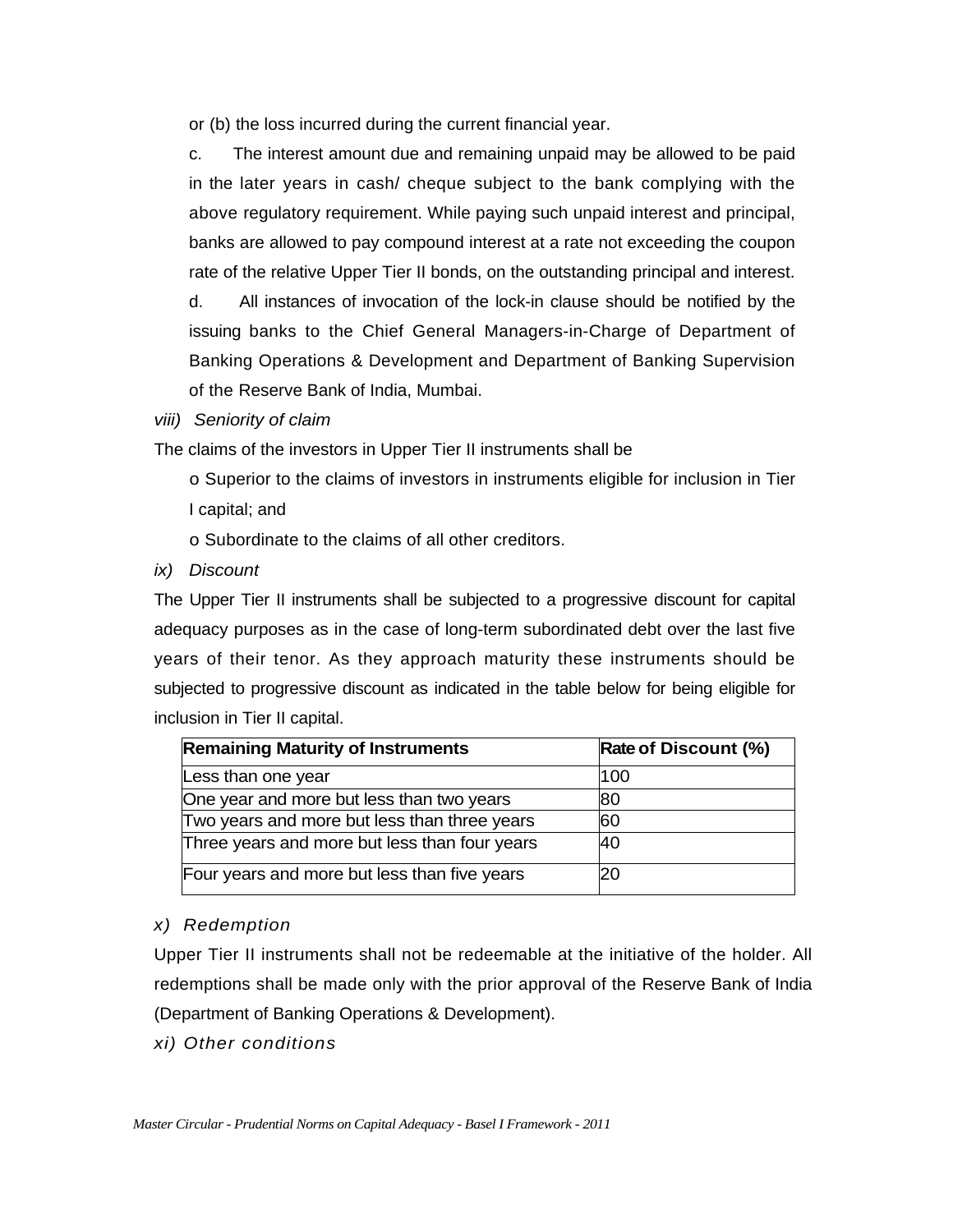or (b) the loss incurred during the current financial year.

c. The interest amount due and remaining unpaid may be allowed to be paid in the later years in cash/ cheque subject to the bank complying with the above regulatory requirement. While paying such unpaid interest and principal, banks are allowed to pay compound interest at a rate not exceeding the coupon rate of the relative Upper Tier II bonds, on the outstanding principal and interest.

d. All instances of invocation of the lock-in clause should be notified by the issuing banks to the Chief General Managers-in-Charge of Department of Banking Operations & Development and Department of Banking Supervision of the Reserve Bank of India, Mumbai.

*viii) Seniority of claim*

The claims of the investors in Upper Tier II instruments shall be

- o Superior to the claims of investors in instruments eligible for inclusion in Tier I capital; and
- o Subordinate to the claims of all other creditors.

*ix) Discount*

The Upper Tier II instruments shall be subjected to a progressive discount for capital adequacy purposes as in the case of long-term subordinated debt over the last five years of their tenor. As they approach maturity these instruments should be subjected to progressive discount as indicated in the table below for being eligible for inclusion in Tier II capital.

| Remaining Maturity of Instruments | Rate of Discount (%) |
|---|---|
| Less than one year | 100 |
| One year and more but less than two years | 80 |
| Two years and more but less than three years | 60 |
| Three years and more but less than four years | 40 |
| Four years and more but less than five years | 20 |

*x) Redemption*

Upper Tier II instruments shall not be redeemable at the initiative of the holder. All redemptions shall be made only with the prior approval of the Reserve Bank of India (Department of Banking Operations & Development).

*xi) Other conditions*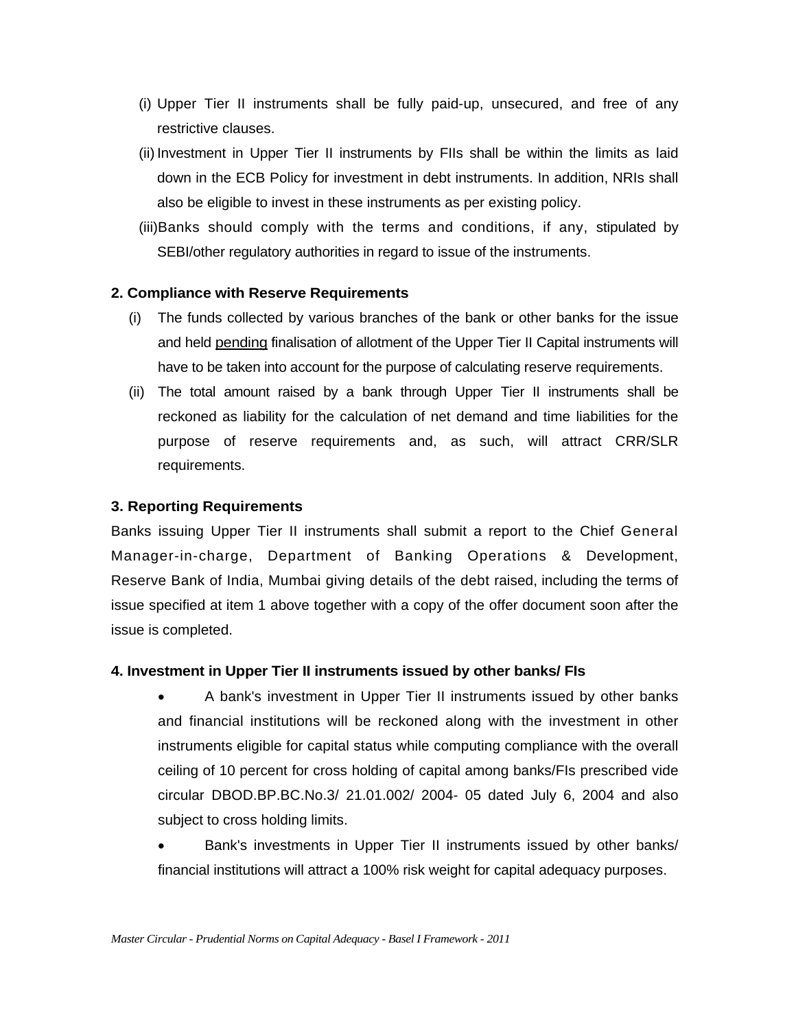(i) Upper Tier II instruments shall be fully paid-up, unsecured, and free of any restrictive clauses.

(ii) Investment in Upper Tier II instruments by FIIs shall be within the limits as laid down in the ECB Policy for investment in debt instruments. In addition, NRIs shall also be eligible to invest in these instruments as per existing policy.

(iii) Banks should comply with the terms and conditions, if any, stipulated by SEBI/other regulatory authorities in regard to issue of the instruments.

**2. Compliance with Reserve Requirements**

(i) The funds collected by various branches of the bank or other banks for the issue and held pending finalisation of allotment of the Upper Tier II Capital instruments will have to be taken into account for the purpose of calculating reserve requirements.

(ii) The total amount raised by a bank through Upper Tier II instruments shall be reckoned as liability for the calculation of net demand and time liabilities for the purpose of reserve requirements and, as such, will attract CRR/SLR requirements.

**3. Reporting Requirements**

Banks issuing Upper Tier II instruments shall submit a report to the Chief General Manager-in-charge, Department of Banking Operations & Development, Reserve Bank of India, Mumbai giving details of the debt raised, including the terms of issue specified at item 1 above together with a copy of the offer document soon after the issue is completed.

**4. Investment in Upper Tier II instruments issued by other banks/ FIs**

- A bank's investment in Upper Tier II instruments issued by other banks and financial institutions will be reckoned along with the investment in other instruments eligible for capital status while computing compliance with the overall ceiling of 10 percent for cross holding of capital among banks/FIs prescribed vide circular DBOD.BP.BC.No.3/ 21.01.002/ 2004- 05 dated July 6, 2004 and also subject to cross holding limits.
- Bank's investments in Upper Tier II instruments issued by other banks/ financial institutions will attract a 100% risk weight for capital adequacy purposes.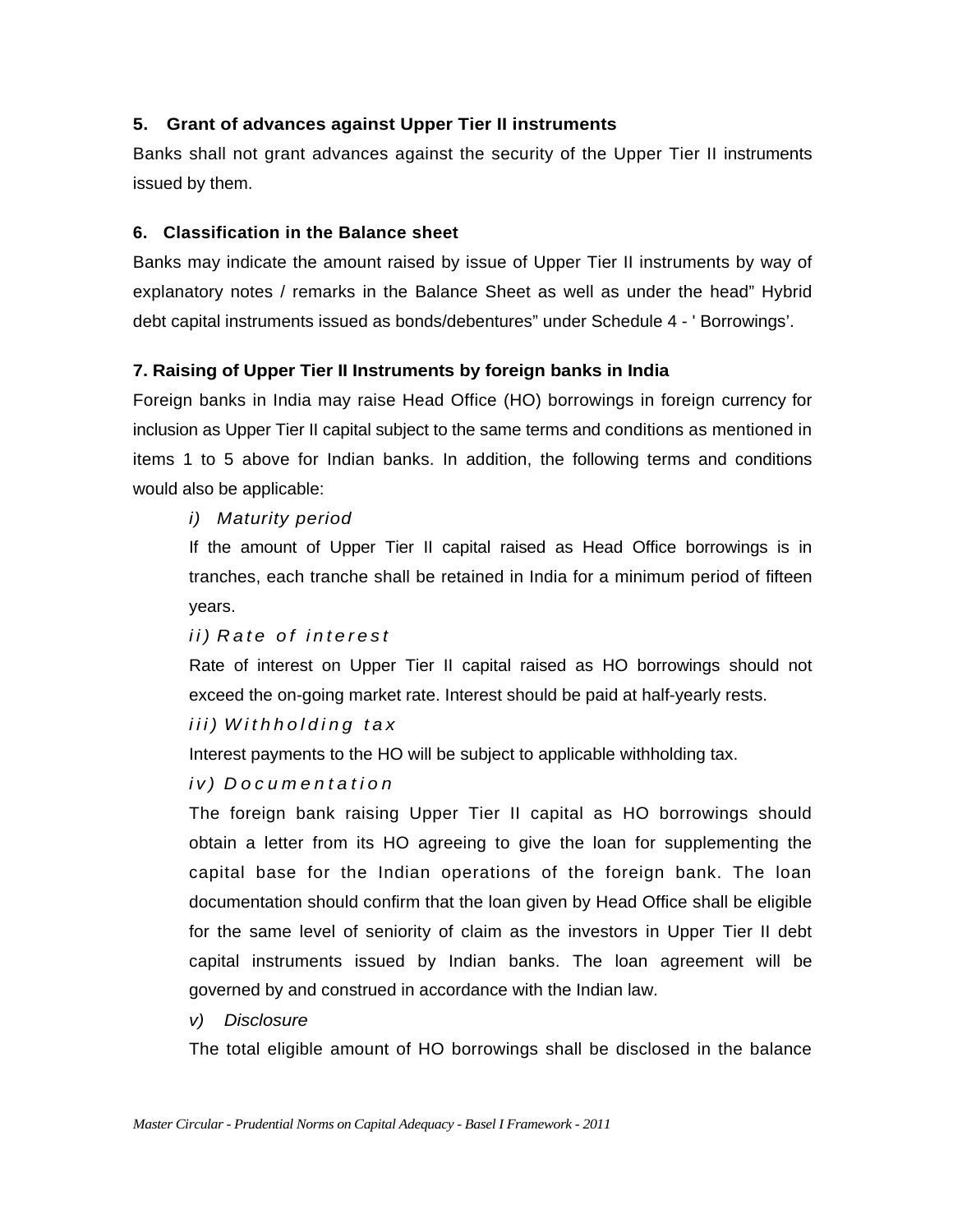### 5. Grant of advances against Upper Tier II instruments

Banks shall not grant advances against the security of the Upper Tier II instruments issued by them.

### 6. Classification in the Balance sheet

Banks may indicate the amount raised by issue of Upper Tier II instruments by way of explanatory notes / remarks in the Balance Sheet as well as under the head" Hybrid debt capital instruments issued as bonds/debentures" under Schedule 4 - ' Borrowings'.

### 7. Raising of Upper Tier II Instruments by foreign banks in India

Foreign banks in India may raise Head Office (HO) borrowings in foreign currency for inclusion as Upper Tier II capital subject to the same terms and conditions as mentioned in items 1 to 5 above for Indian banks. In addition, the following terms and conditions would also be applicable:

*i) Maturity period*

If the amount of Upper Tier II capital raised as Head Office borrowings is in tranches, each tranche shall be retained in India for a minimum period of fifteen years.

*ii) Rate of interest*

Rate of interest on Upper Tier II capital raised as HO borrowings should not exceed the on-going market rate. Interest should be paid at half-yearly rests.

*iii) Withholding tax*

Interest payments to the HO will be subject to applicable withholding tax.

*iv) Documentation*

The foreign bank raising Upper Tier II capital as HO borrowings should obtain a letter from its HO agreeing to give the loan for supplementing the capital base for the Indian operations of the foreign bank. The loan documentation should confirm that the loan given by Head Office shall be eligible for the same level of seniority of claim as the investors in Upper Tier II debt capital instruments issued by Indian banks. The loan agreement will be governed by and construed in accordance with the Indian law.

*v) Disclosure*

The total eligible amount of HO borrowings shall be disclosed in the balance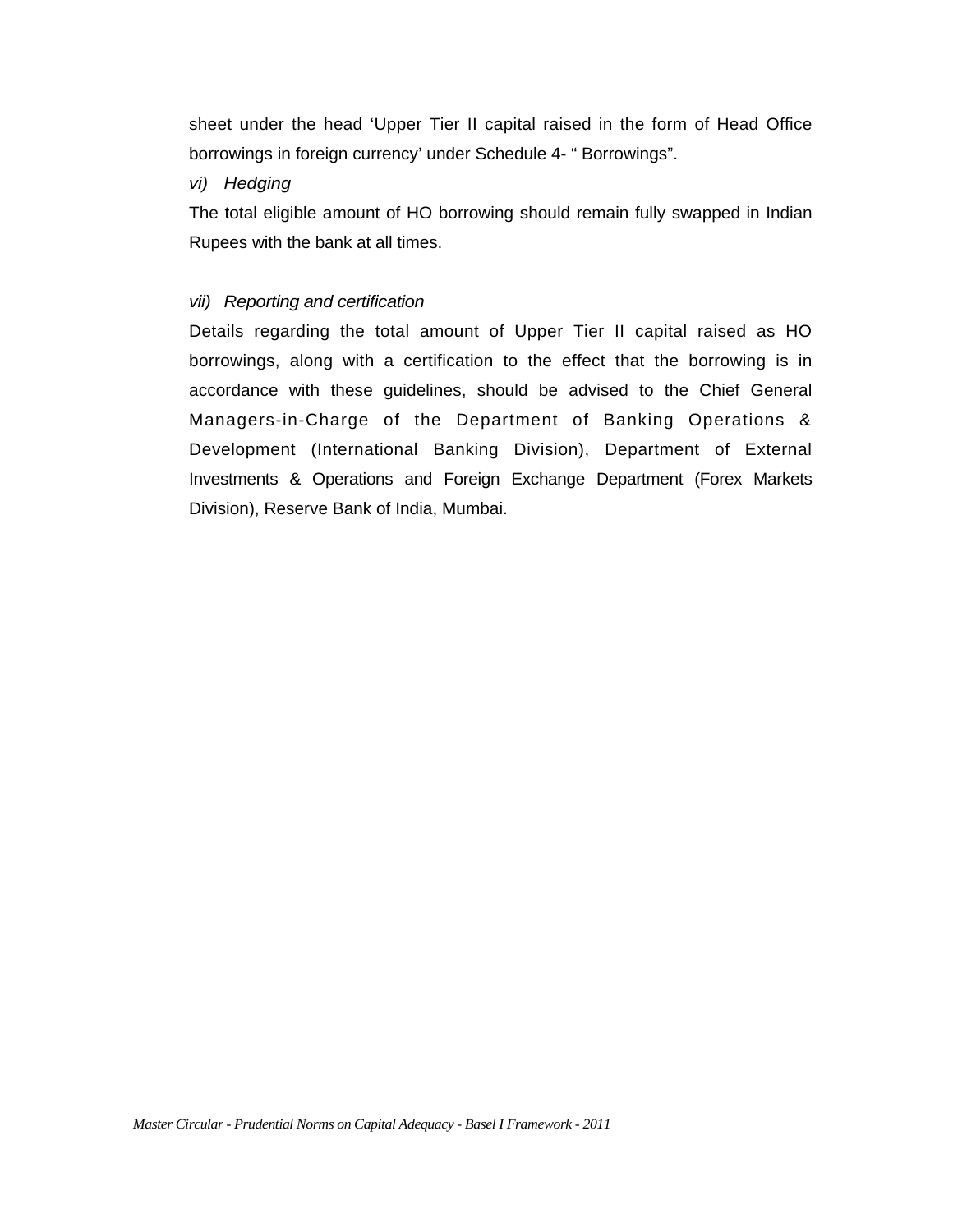sheet under the head 'Upper Tier II capital raised in the form of Head Office borrowings in foreign currency' under Schedule 4- " Borrowings".

*vi) Hedging*

The total eligible amount of HO borrowing should remain fully swapped in Indian Rupees with the bank at all times.

*vii) Reporting and certification*

Details regarding the total amount of Upper Tier II capital raised as HO borrowings, along with a certification to the effect that the borrowing is in accordance with these guidelines, should be advised to the Chief General Managers-in-Charge of the Department of Banking Operations & Development (International Banking Division), Department of External Investments & Operations and Foreign Exchange Department (Forex Markets Division), Reserve Bank of India, Mumbai.